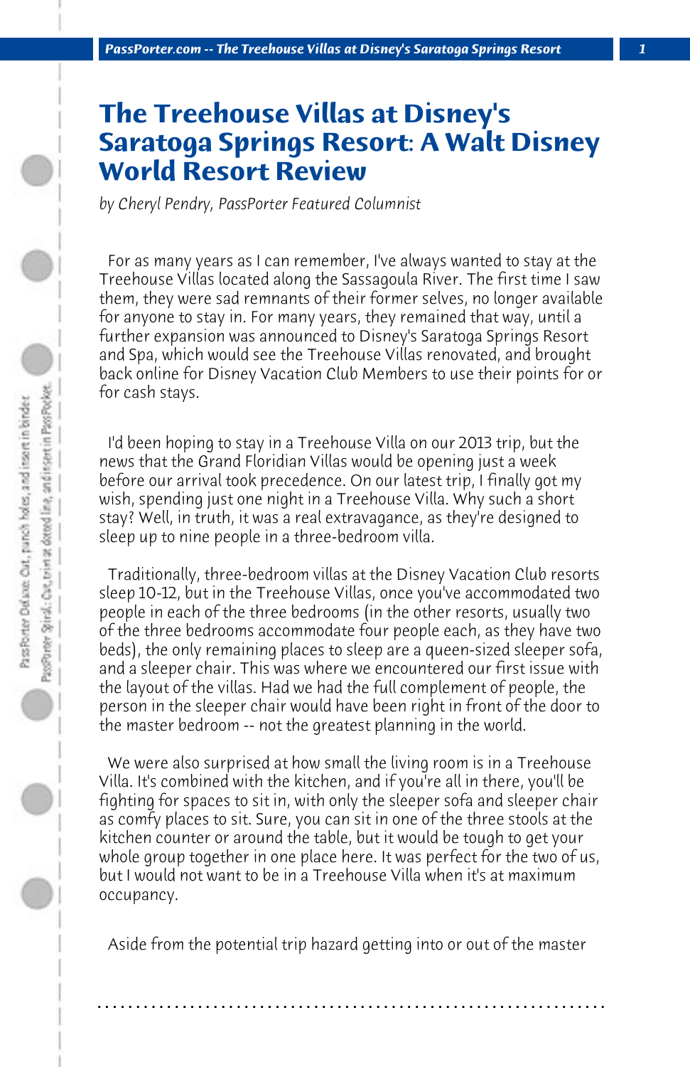# The Treehouse Villas at Disney's Saratoga Springs Resort: A Walt Disney World Resort Review

*by Cheryl Pendry, PassPorter Featured Columnist*

For as many years as I can remember, I've always wanted to stay at the Treehouse Villas located along the Sassagoula River. The first time I saw them, they were sad remnants of their former selves, no longer available for anyone to stay in. For many years, they remained that way, until a further expansion was announced to Disney's Saratoga Springs Resort and Spa, which would see the Treehouse Villas renovated, and brought back online for Disney Vacation Club Members to use their points for or for cash stays.

I'd been hoping to stay in a Treehouse Villa on our 2013 trip, but the news that the Grand Floridian Villas would be opening just a week before our arrival took precedence. On our latest trip, I finally got my wish, spending just one night in a Treehouse Villa. Why such a short stay? Well, in truth, it was a real extravagance, as they're designed to sleep up to nine people in a three-bedroom villa.

Traditionally, three-bedroom villas at the Disney Vacation Club resorts sleep 10-12, but in the Treehouse Villas, once you've accommodated two people in each of the three bedrooms (in the other resorts, usually two of the three bedrooms accommodate four people each, as they have two beds), the only remaining places to sleep are a queen-sized sleeper sofa, and a sleeper chair. This was where we encountered our first issue with the layout of the villas. Had we had the full complement of people, the person in the sleeper chair would have been right in front of the door to the master bedroom -- not the greatest planning in the world.

We were also surprised at how small the living room is in a Treehouse Villa. It's combined with the kitchen, and if you're all in there, you'll be fighting for spaces to sit in, with only the sleeper sofa and sleeper chair as comfy places to sit. Sure, you can sit in one of the three stools at the kitchen counter or around the table, but it would be tough to get your whole group together in one place here. It was perfect for the two of us, but I would not want to be in a Treehouse Villa when it's at maximum occupancy.

Aside from the potential trip hazard getting into or out of the master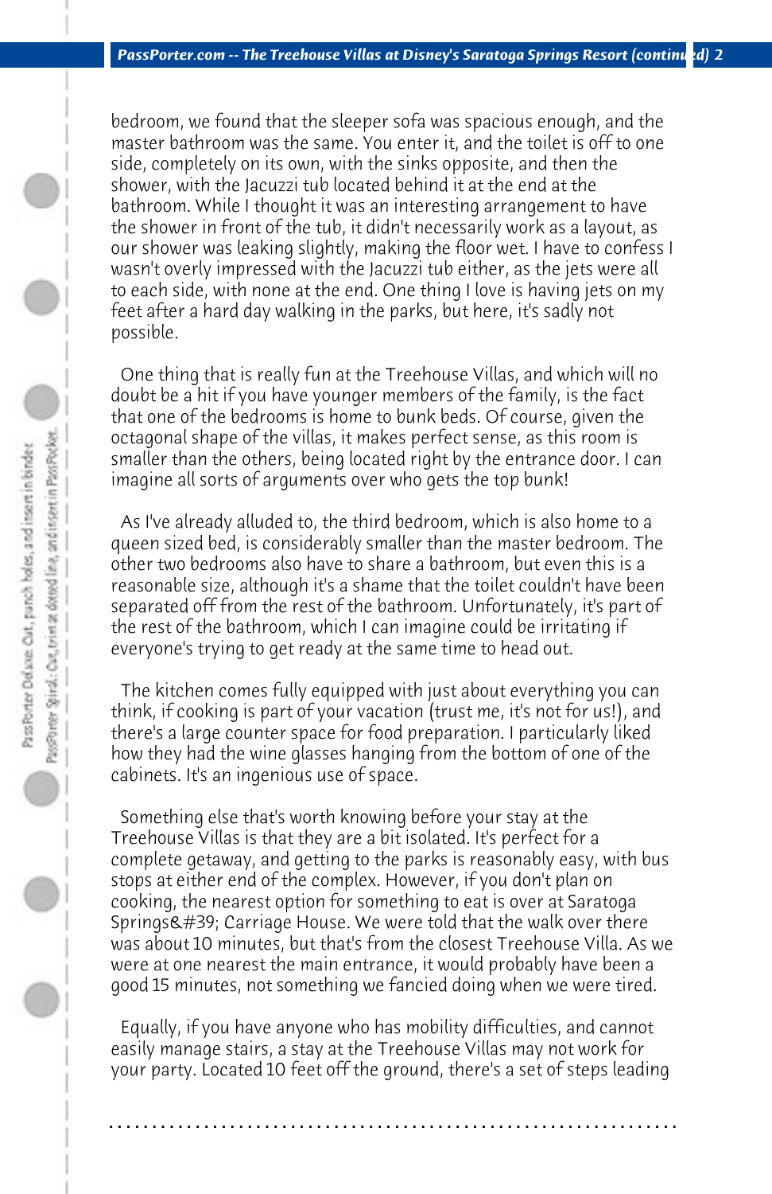bedroom, we found that the sleeper sofa was spacious enough, and the master bathroom was the same. You enter it, and the toilet is off to one side, completely on its own, with the sinks opposite, and then the shower, with the Jacuzzi tub located behind it at the end at the bathroom. While I thought it was an interesting arrangement to have the shower in front of the tub, it didn't necessarily work as a layout, as our shower was leaking slightly, making the floor wet. I have to confess I wasn't overly impressed with the Jacuzzi tub either, as the jets were all to each side, with none at the end. One thing I love is having jets on my feet after a hard day walking in the parks, but here, it's sadly not possible.

One thing that is really fun at the Treehouse Villas, and which will no doubt be a hit if you have younger members of the family, is the fact that one of the bedrooms is home to bunk beds. Of course, given the octagonal shape of the villas, it makes perfect sense, as this room is smaller than the others, being located right by the entrance door. I can imagine all sorts of arguments over who gets the top bunk!

As I've already alluded to, the third bedroom, which is also home to a queen sized bed, is considerably smaller than the master bedroom. The other two bedrooms also have to share a bathroom, but even this is a reasonable size, although it's a shame that the toilet couldn't have been separated off from the rest of the bathroom. Unfortunately, it's part of the rest of the bathroom, which I can imagine could be irritating if everyone's trying to get ready at the same time to head out.

The kitchen comes fully equipped with just about everything you can think, if cooking is part of your vacation (trust me, it's not for us!), and there's a large counter space for food preparation. I particularly liked how they had the wine glasses hanging from the bottom of one of the cabinets. It's an ingenious use of space.

Something else that's worth knowing before your stay at the Treehouse Villas is that they are a bit isolated. It's perfect for a complete getaway, and getting to the parks is reasonably easy, with bus stops at either end of the complex. However, if you don't plan on cooking, the nearest option for something to eat is over at Saratoga Springs&#39; Carriage House. We were told that the walk over there was about 10 minutes, but that's from the closest Treehouse Villa. As we were at one nearest the main entrance, it would probably have been a good 15 minutes, not something we fancied doing when we were tired.

Equally, if you have anyone who has mobility difficulties, and cannot easily manage stairs, a stay at the Treehouse Villas may not work for your party. Located 10 feet off the ground, there's a set of steps leading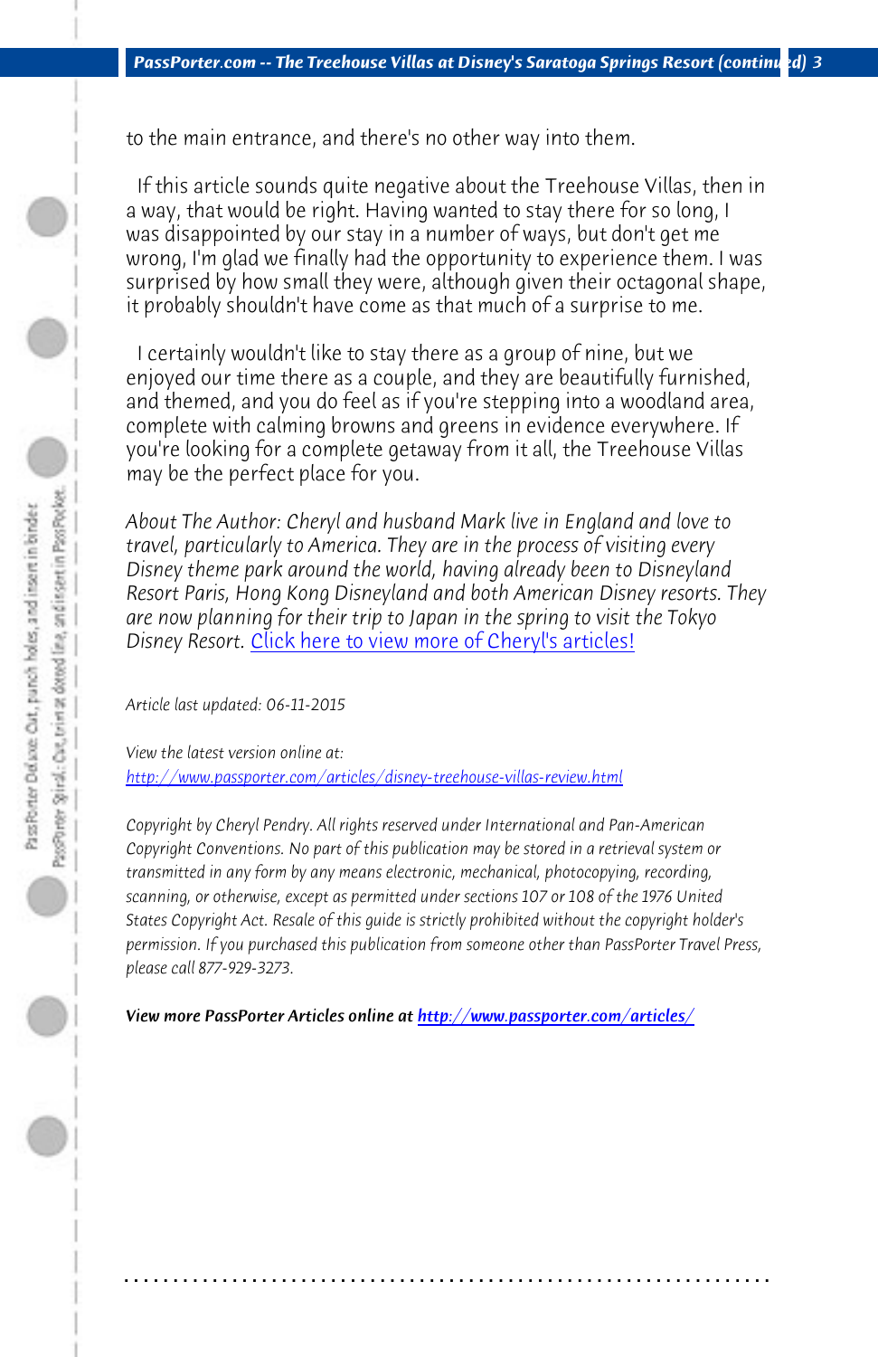to the main entrance, and there's no other way into them.

If this article sounds quite negative about the Treehouse Villas, then in a way, that would be right. Having wanted to stay there for so long, I was disappointed by our stay in a number of ways, but don't get me wrong, I'm glad we finally had the opportunity to experience them. I was surprised by how small they were, although given their octagonal shape, it probably shouldn't have come as that much of a surprise to me.

I certainly wouldn't like to stay there as a group of nine, but we enjoyed our time there as a couple, and they are beautifully furnished, and themed, and you do feel as if you're stepping into a woodland area, complete with calming browns and greens in evidence everywhere. If you're looking for a complete getaway from it all, the Treehouse Villas may be the perfect place for you.

*About The Author: Cheryl and husband Mark live in England and love to travel, particularly to America. They are in the process of visiting every Disney theme park around the world, having already been to Disneyland Resort Paris, Hong Kong Disneyland and both American Disney resorts. They are now planning for their trip to Japan in the spring to visit the Tokyo Disney Resort.* Click here to view more of Cheryl's articles!

*Article last updated: 06-11-2015*

*View the latest version online at:*
*http://www.passporter.com/articles/disney-treehouse-villas-review.html*

*Copyright by Cheryl Pendry. All rights reserved under International and Pan-American Copyright Conventions. No part of this publication may be stored in a retrieval system or transmitted in any form by any means electronic, mechanical, photocopying, recording, scanning, or otherwise, except as permitted under sections 107 or 108 of the 1976 United States Copyright Act. Resale of this guide is strictly prohibited without the copyright holder's permission. If you purchased this publication from someone other than PassPorter Travel Press, please call 877-929-3273.*

***View more PassPorter Articles online at http://www.passporter.com/articles/***